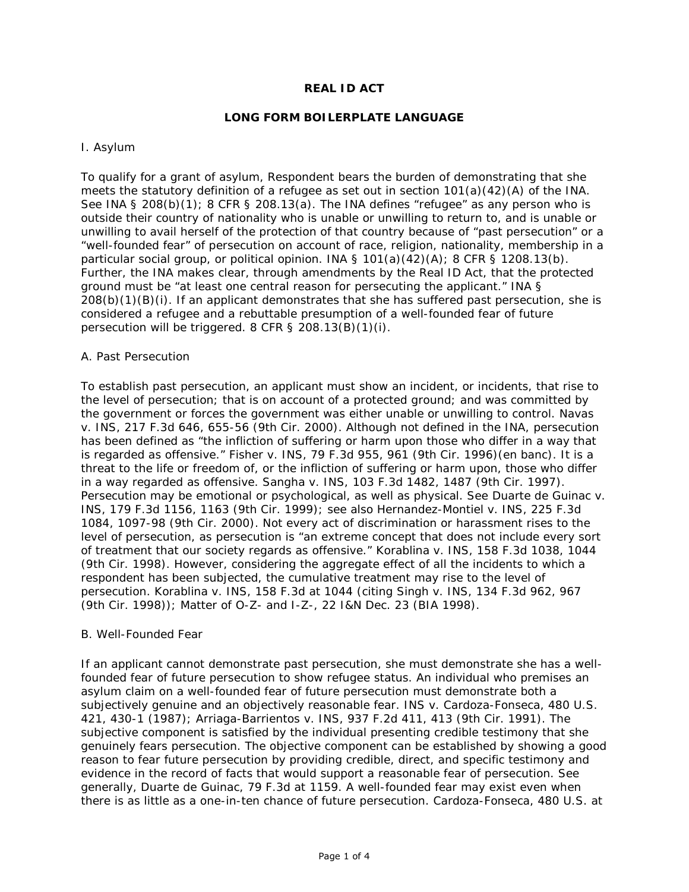# REAL ID ACT

## LONG FORM BOILERPLATE LANGUAGE

I. Asylum

To qualify for a grant of asylum, Respondent bears the burden of demonstrating that she meets the statutory definition of a refugee as set out in section 101(a)(42)(A) of the INA. See INA § 208(b)(1); 8 CFR § 208.13(a). The INA defines "refugee" as any person who is outside their country of nationality who is unable or unwilling to return to, and is unable or unwilling to avail herself of the protection of that country because of "past persecution" or a "well-founded fear" of persecution on account of race, religion, nationality, membership in a particular social group, or political opinion. INA § 101(a)(42)(A); 8 CFR § 1208.13(b). Further, the INA makes clear, through amendments by the Real ID Act, that the protected ground must be "at least one central reason for persecuting the applicant." INA § 208(b)(1)(B)(i). If an applicant demonstrates that she has suffered past persecution, she is considered a refugee and a rebuttable presumption of a well-founded fear of future persecution will be triggered. 8 CFR § 208.13(B)(1)(i).

A. Past Persecution

To establish past persecution, an applicant must show an incident, or incidents, that rise to the level of persecution; that is on account of a protected ground; and was committed by the government or forces the government was either unable or unwilling to control. Navas v. INS, 217 F.3d 646, 655-56 (9th Cir. 2000). Although not defined in the INA, persecution has been defined as "the infliction of suffering or harm upon those who differ in a way that is regarded as offensive." Fisher v. INS, 79 F.3d 955, 961 (9th Cir. 1996)(en banc). It is a threat to the life or freedom of, or the infliction of suffering or harm upon, those who differ in a way regarded as offensive. Sangha v. INS, 103 F.3d 1482, 1487 (9th Cir. 1997). Persecution may be emotional or psychological, as well as physical. See Duarte de Guinac v. INS, 179 F.3d 1156, 1163 (9th Cir. 1999); see also Hernandez-Montiel v. INS, 225 F.3d 1084, 1097-98 (9th Cir. 2000). Not every act of discrimination or harassment rises to the level of persecution, as persecution is "an extreme concept that does not include every sort of treatment that our society regards as offensive." Korablina v. INS, 158 F.3d 1038, 1044 (9th Cir. 1998). However, considering the aggregate effect of all the incidents to which a respondent has been subjected, the cumulative treatment may rise to the level of persecution. Korablina v. INS, 158 F.3d at 1044 (citing Singh v. INS, 134 F.3d 962, 967 (9th Cir. 1998)); Matter of O-Z- and I-Z-, 22 I&N Dec. 23 (BIA 1998).

B. Well-Founded Fear

If an applicant cannot demonstrate past persecution, she must demonstrate she has a well-founded fear of future persecution to show refugee status. An individual who premises an asylum claim on a well-founded fear of future persecution must demonstrate both a subjectively genuine and an objectively reasonable fear. INS v. Cardoza-Fonseca, 480 U.S. 421, 430-1 (1987); Arriaga-Barrientos v. INS, 937 F.2d 411, 413 (9th Cir. 1991). The subjective component is satisfied by the individual presenting credible testimony that she genuinely fears persecution. The objective component can be established by showing a good reason to fear future persecution by providing credible, direct, and specific testimony and evidence in the record of facts that would support a reasonable fear of persecution. See generally, Duarte de Guinac, 79 F.3d at 1159. A well-founded fear may exist even when there is as little as a one-in-ten chance of future persecution. Cardoza-Fonseca, 480 U.S. at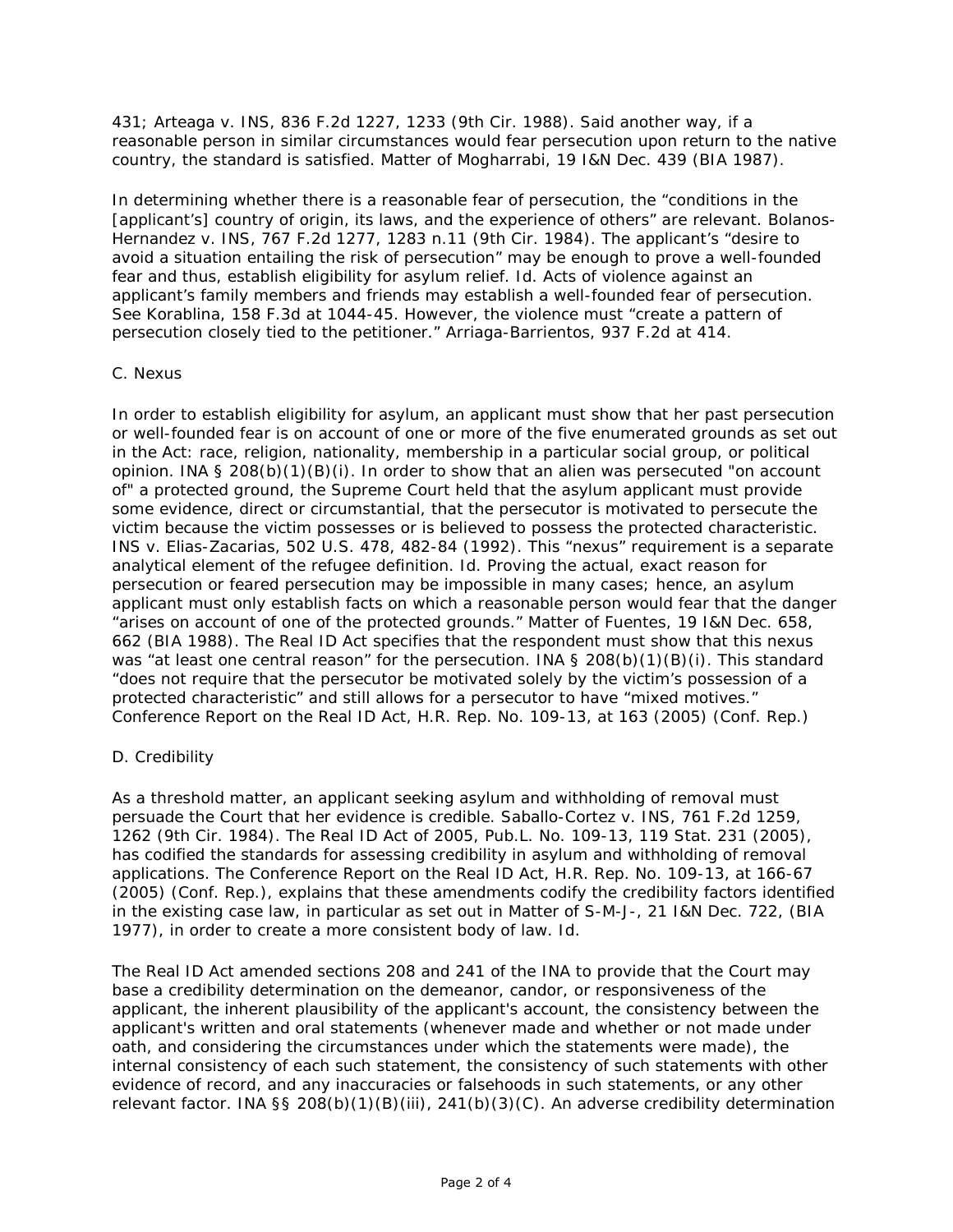431; Arteaga v. INS, 836 F.2d 1227, 1233 (9th Cir. 1988). Said another way, if a reasonable person in similar circumstances would fear persecution upon return to the native country, the standard is satisfied. Matter of Mogharrabi, 19 I&N Dec. 439 (BIA 1987).

In determining whether there is a reasonable fear of persecution, the "conditions in the [applicant's] country of origin, its laws, and the experience of others" are relevant. Bolanos-Hernandez v. INS, 767 F.2d 1277, 1283 n.11 (9th Cir. 1984). The applicant's "desire to avoid a situation entailing the risk of persecution" may be enough to prove a well-founded fear and thus, establish eligibility for asylum relief. Id. Acts of violence against an applicant's family members and friends may establish a well-founded fear of persecution. See Korablina, 158 F.3d at 1044-45. However, the violence must "create a pattern of persecution closely tied to the petitioner." Arriaga-Barrientos, 937 F.2d at 414.

### C. Nexus

In order to establish eligibility for asylum, an applicant must show that her past persecution or well-founded fear is on account of one or more of the five enumerated grounds as set out in the Act: race, religion, nationality, membership in a particular social group, or political opinion. INA § 208(b)(1)(B)(i). In order to show that an alien was persecuted "on account of" a protected ground, the Supreme Court held that the asylum applicant must provide some evidence, direct or circumstantial, that the persecutor is motivated to persecute the victim because the victim possesses or is believed to possess the protected characteristic. INS v. Elias-Zacarias, 502 U.S. 478, 482-84 (1992). This "nexus" requirement is a separate analytical element of the refugee definition. Id. Proving the actual, exact reason for persecution or feared persecution may be impossible in many cases; hence, an asylum applicant must only establish facts on which a reasonable person would fear that the danger "arises on account of one of the protected grounds." Matter of Fuentes, 19 I&N Dec. 658, 662 (BIA 1988). The Real ID Act specifies that the respondent must show that this nexus was "at least one central reason" for the persecution. INA § 208(b)(1)(B)(i). This standard "does not require that the persecutor be motivated solely by the victim's possession of a protected characteristic" and still allows for a persecutor to have "mixed motives." Conference Report on the Real ID Act, H.R. Rep. No. 109-13, at 163 (2005) (Conf. Rep.)

### D. Credibility

As a threshold matter, an applicant seeking asylum and withholding of removal must persuade the Court that her evidence is credible. Saballo-Cortez v. INS, 761 F.2d 1259, 1262 (9th Cir. 1984). The Real ID Act of 2005, Pub.L. No. 109-13, 119 Stat. 231 (2005), has codified the standards for assessing credibility in asylum and withholding of removal applications. The Conference Report on the Real ID Act, H.R. Rep. No. 109-13, at 166-67 (2005) (Conf. Rep.), explains that these amendments codify the credibility factors identified in the existing case law, in particular as set out in Matter of S-M-J-, 21 I&N Dec. 722, (BIA 1977), in order to create a more consistent body of law. Id.

The Real ID Act amended sections 208 and 241 of the INA to provide that the Court may base a credibility determination on the demeanor, candor, or responsiveness of the applicant, the inherent plausibility of the applicant's account, the consistency between the applicant's written and oral statements (whenever made and whether or not made under oath, and considering the circumstances under which the statements were made), the internal consistency of each such statement, the consistency of such statements with other evidence of record, and any inaccuracies or falsehoods in such statements, or any other relevant factor. INA §§ 208(b)(1)(B)(iii), 241(b)(3)(C). An adverse credibility determination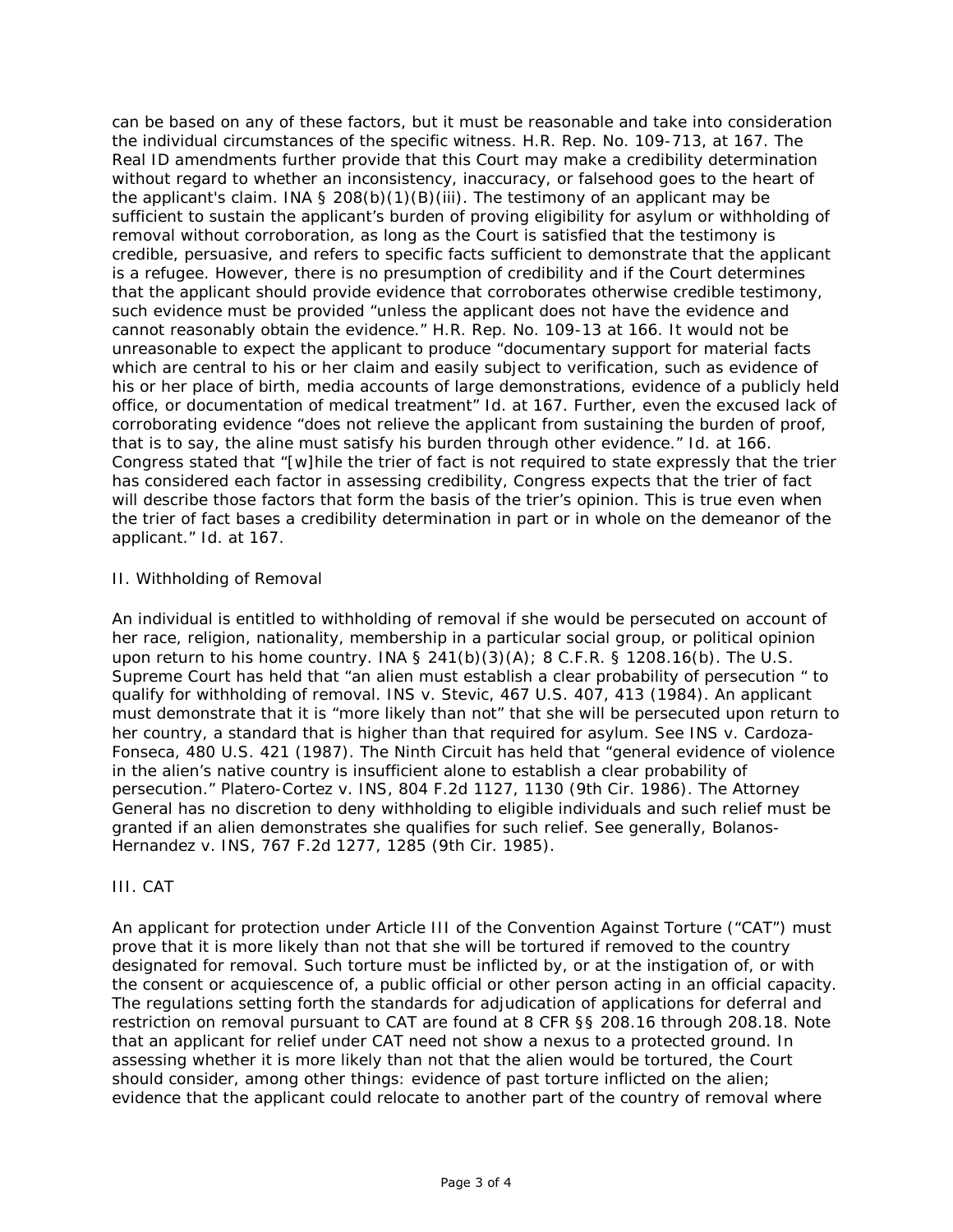can be based on any of these factors, but it must be reasonable and take into consideration the individual circumstances of the specific witness. H.R. Rep. No. 109-713, at 167. The Real ID amendments further provide that this Court may make a credibility determination without regard to whether an inconsistency, inaccuracy, or falsehood goes to the heart of the applicant's claim. INA § 208(b)(1)(B)(iii). The testimony of an applicant may be sufficient to sustain the applicant's burden of proving eligibility for asylum or withholding of removal without corroboration, as long as the Court is satisfied that the testimony is credible, persuasive, and refers to specific facts sufficient to demonstrate that the applicant is a refugee. However, there is no presumption of credibility and if the Court determines that the applicant should provide evidence that corroborates otherwise credible testimony, such evidence must be provided "unless the applicant does not have the evidence and cannot reasonably obtain the evidence." H.R. Rep. No. 109-13 at 166. It would not be unreasonable to expect the applicant to produce "documentary support for material facts which are central to his or her claim and easily subject to verification, such as evidence of his or her place of birth, media accounts of large demonstrations, evidence of a publicly held office, or documentation of medical treatment" Id. at 167. Further, even the excused lack of corroborating evidence "does not relieve the applicant from sustaining the burden of proof, that is to say, the aline must satisfy his burden through other evidence." Id. at 166. Congress stated that "[w]hile the trier of fact is not required to state expressly that the trier has considered each factor in assessing credibility, Congress expects that the trier of fact will describe those factors that form the basis of the trier's opinion. This is true even when the trier of fact bases a credibility determination in part or in whole on the demeanor of the applicant." Id. at 167.

## II. Withholding of Removal

An individual is entitled to withholding of removal if she would be persecuted on account of her race, religion, nationality, membership in a particular social group, or political opinion upon return to his home country. INA § 241(b)(3)(A); 8 C.F.R. § 1208.16(b). The U.S. Supreme Court has held that "an alien must establish a clear probability of persecution " to qualify for withholding of removal. INS v. Stevic, 467 U.S. 407, 413 (1984). An applicant must demonstrate that it is "more likely than not" that she will be persecuted upon return to her country, a standard that is higher than that required for asylum. See INS v. Cardoza-Fonseca, 480 U.S. 421 (1987). The Ninth Circuit has held that "general evidence of violence in the alien's native country is insufficient alone to establish a clear probability of persecution." Platero-Cortez v. INS, 804 F.2d 1127, 1130 (9th Cir. 1986). The Attorney General has no discretion to deny withholding to eligible individuals and such relief must be granted if an alien demonstrates she qualifies for such relief. See generally, Bolanos-Hernandez v. INS, 767 F.2d 1277, 1285 (9th Cir. 1985).

## III. CAT

An applicant for protection under Article III of the Convention Against Torture ("CAT") must prove that it is more likely than not that she will be tortured if removed to the country designated for removal. Such torture must be inflicted by, or at the instigation of, or with the consent or acquiescence of, a public official or other person acting in an official capacity. The regulations setting forth the standards for adjudication of applications for deferral and restriction on removal pursuant to CAT are found at 8 CFR §§ 208.16 through 208.18. Note that an applicant for relief under CAT need not show a nexus to a protected ground. In assessing whether it is more likely than not that the alien would be tortured, the Court should consider, among other things: evidence of past torture inflicted on the alien; evidence that the applicant could relocate to another part of the country of removal where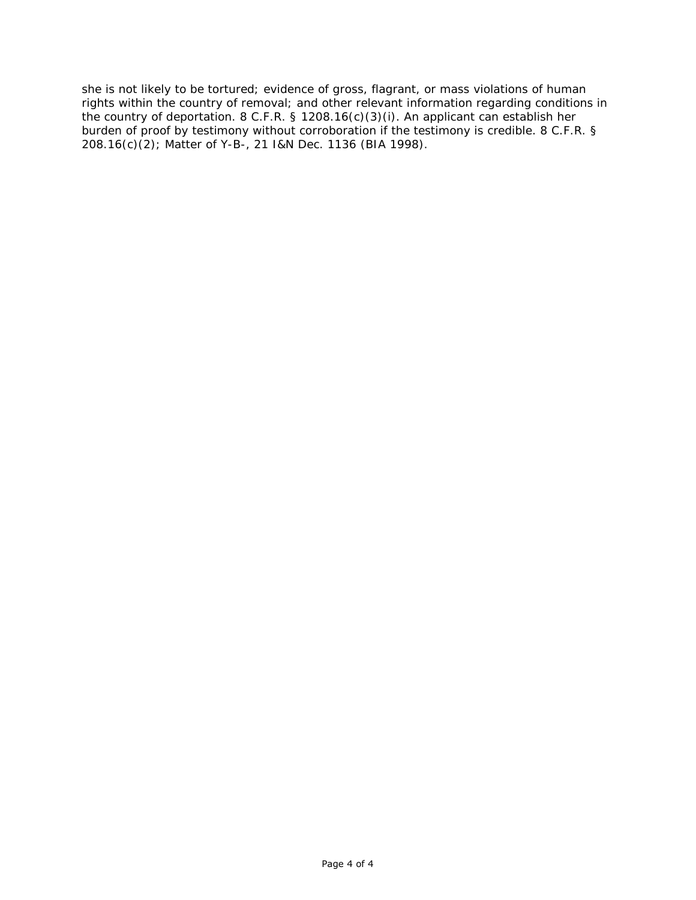she is not likely to be tortured; evidence of gross, flagrant, or mass violations of human rights within the country of removal; and other relevant information regarding conditions in the country of deportation. 8 C.F.R. § 1208.16(c)(3)(i). An applicant can establish her burden of proof by testimony without corroboration if the testimony is credible. 8 C.F.R. § 208.16(c)(2); Matter of Y-B-, 21 I&N Dec. 1136 (BIA 1998).